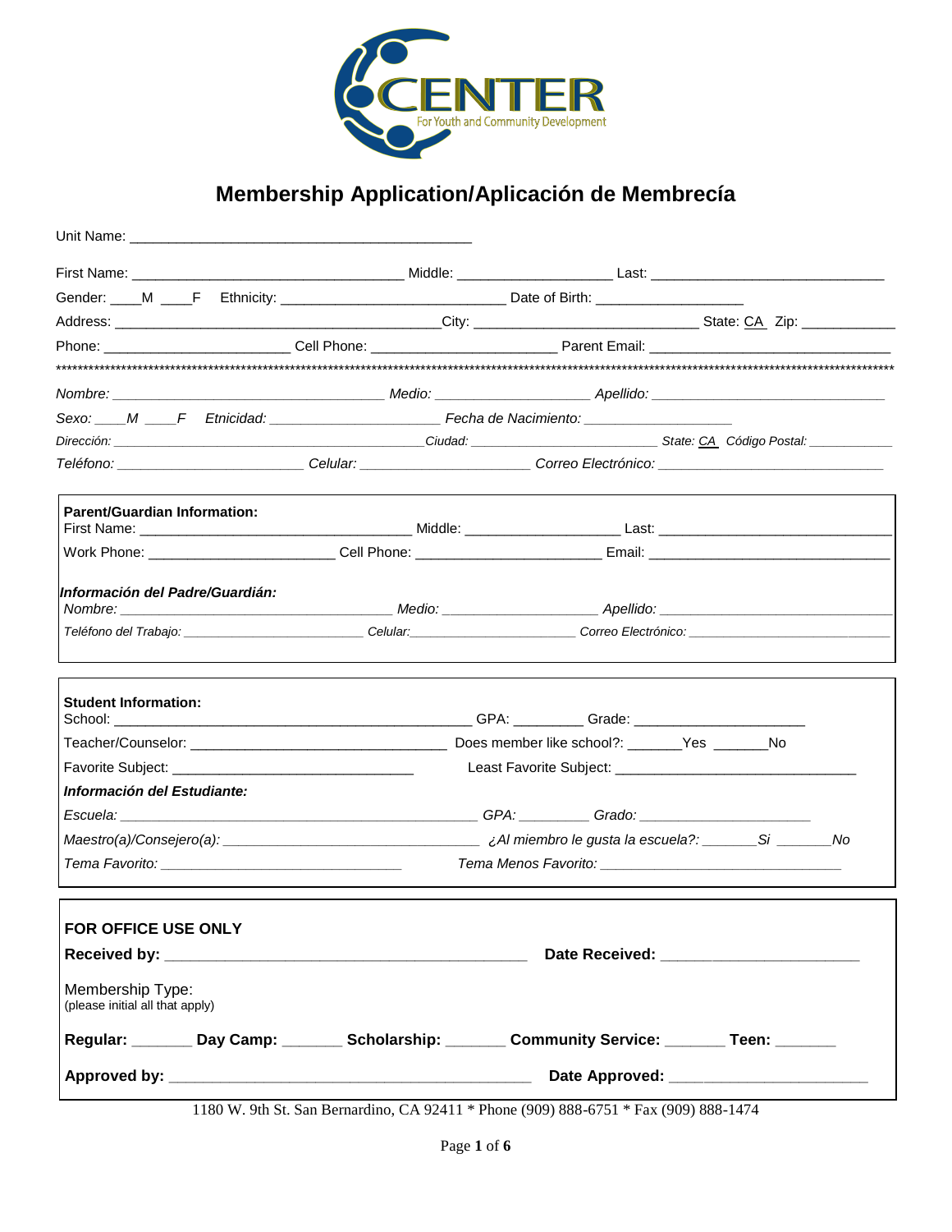CENTER
For Youth and Community Development

# Membership Application/Aplicación de Membrecía

Unit Name: ____________________________________________

First Name: ___________________________________ Middle: ____________________ Last: ______________________________

Gender: ____M ____F Ethnicity: _____________________________ Date of Birth: ___________________

Address: ___________________________________________City: _____________________________ State: CA Zip: ____________

Phone: _______________________ Cell Phone: _______________________ Parent Email: ______________________________

************************************************************************************************************************************

*Nombre: ___________________________________ Medio: ____________________ Apellido: ______________________________*

*Sexo: ____M ____F Etnicidad: ______________________ Fecha de Nacimiento: ___________________*

*Dirección: ___________________________________________Ciudad: __________________________ State: CA Código Postal: ____________*

*Teléfono: ________________________ Celular: ______________________ Correo Electrónico: _____________________________*

**Parent/Guardian Information:**

First Name: ___________________________________ Middle: ____________________ Last: ______________________________

Work Phone: _______________________ Cell Phone: _______________________ Email: ______________________________

***Información del Padre/Guardián:***

*Nombre: ___________________________________ Medio: ____________________ Apellido: ______________________________*

*Teléfono del Trabajo: _________________________ Celular: _______________________ Correo Electrónico: ____________________________*

**Student Information:**

School: _____________________________________________ GPA: _________ Grade: ______________________

Teacher/Counselor: ________________________________ Does member like school?: _______Yes _______No

Favorite Subject: ______________________________ Least Favorite Subject: ______________________________

***Información del Estudiante:***

*Escuela: _____________________________________________ GPA: _________ Grado: ______________________*

*Maestro(a)/Consejero(a): ________________________________ ¿Al miembro le gusta la escuela?: _______Si _______No*

*Tema Favorito: ______________________________ Tema Menos Favorito: ______________________________*

**FOR OFFICE USE ONLY**

**Received by:** ____________________________________________ **Date Received:** _______________________

Membership Type:
(please initial all that apply)

**Regular:** _______ **Day Camp:** _______ **Scholarship:** _______ **Community Service:** _______ **Teen:** _______

**Approved by:** ____________________________________________ **Date Approved:** _______________________

1180 W. 9th St. San Bernardino, CA 92411 * Phone (909) 888-6751 * Fax (909) 888-1474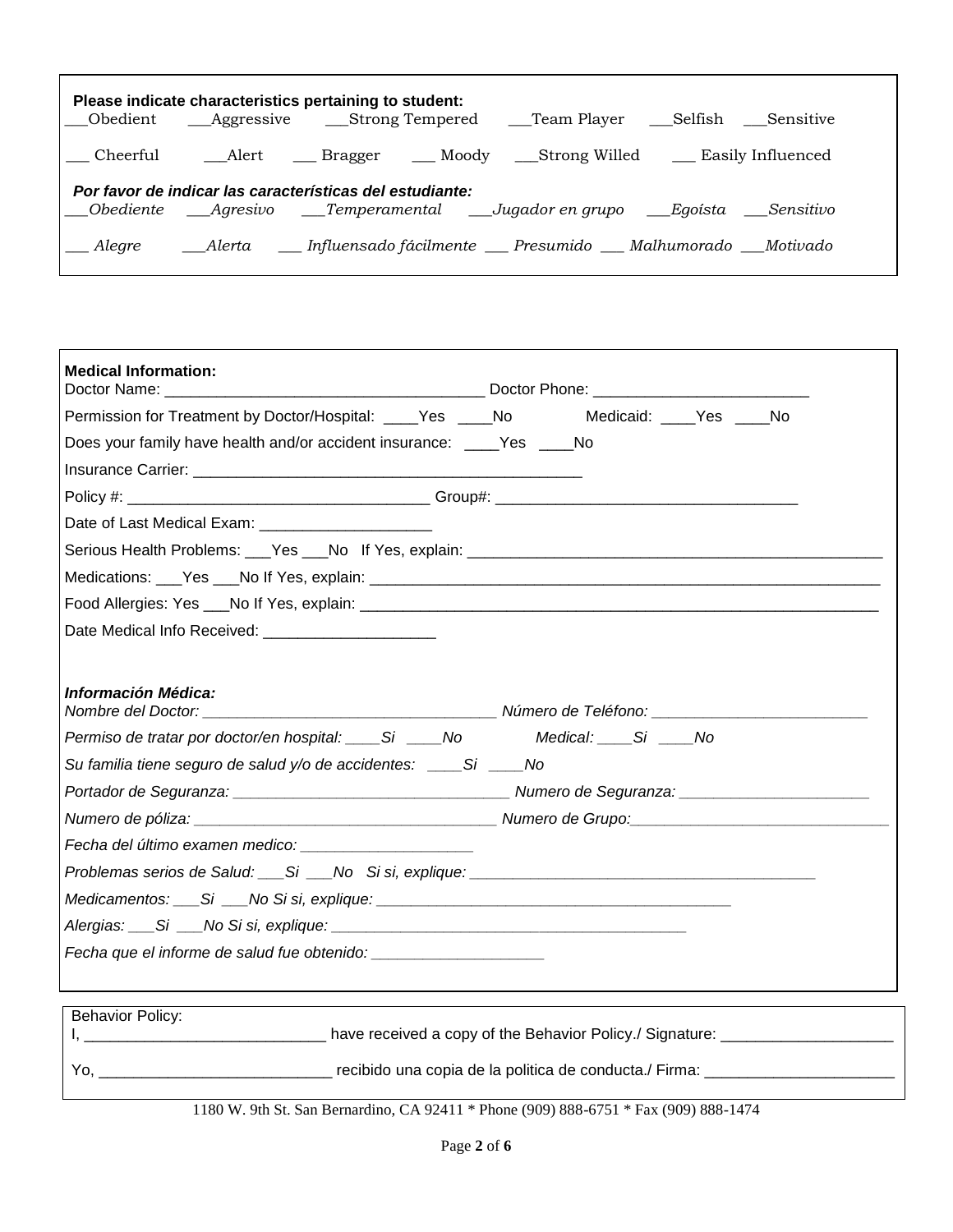**Please indicate characteristics pertaining to student:**

___Obedient ___Aggressive ___Strong Tempered ___Team Player ___Selfish ___Sensitive

___ Cheerful ___Alert ___ Bragger ___ Moody ___Strong Willed ___ Easily Influenced

***Por favor de indicar las características del estudiante:***

*___Obediente ___Agresivo ___Temperamental ___Jugador en grupo ___Egoísta ___Sensitivo*

*___ Alegre ___Alerta ___ Influensado fácilmente ___ Presumido ___ Malhumorado ___Motivado*

**Medical Information:**

Doctor Name: ______________________________________ Doctor Phone: _________________________

Permission for Treatment by Doctor/Hospital: ____Yes ____No Medicaid: ____Yes ____No

Does your family have health and/or accident insurance: ____Yes ____No

Insurance Carrier: ______________________________________________

Policy #: ___________________________________ Group#: ___________________________________

Date of Last Medical Exam: ____________________

Serious Health Problems: ___Yes ___No If Yes, explain: __________________________________________________

Medications: ___Yes ___No If Yes, explain: ____________________________________________________________

Food Allergies: Yes ___No If Yes, explain: _______________________________________________________________

Date Medical Info Received: ____________________

***Información Médica:***

*Nombre del Doctor: ___________________________________ Número de Teléfono: _________________________*

*Permiso de tratar por doctor/en hospital: ____Si ____No Medical: ____Si ____No*

*Su familia tiene seguro de salud y/o de accidentes: ____Si ____No*

*Portador de Seguranza: ________________________________ Numero de Seguranza: ______________________*

*Numero de póliza: ___________________________________ Numero de Grupo:_______________________________*

*Fecha del último examen medico: ____________________*

*Problemas serios de Salud: ___Si ___No Si si, explique: ________________________________________*

*Medicamentos: ___Si ___No Si si, explique: __________________________________________*

*Alergias: ___Si ___No Si si, explique: __________________________________________*

*Fecha que el informe de salud fue obtenido: ____________________*

Behavior Policy:

I, ____________________________ have received a copy of the Behavior Policy./ Signature: ____________________

Yo, ___________________________ recibido una copia de la politica de conducta./ Firma: ______________________

1180 W. 9th St. San Bernardino, CA 92411 * Phone (909) 888-6751 * Fax (909) 888-1474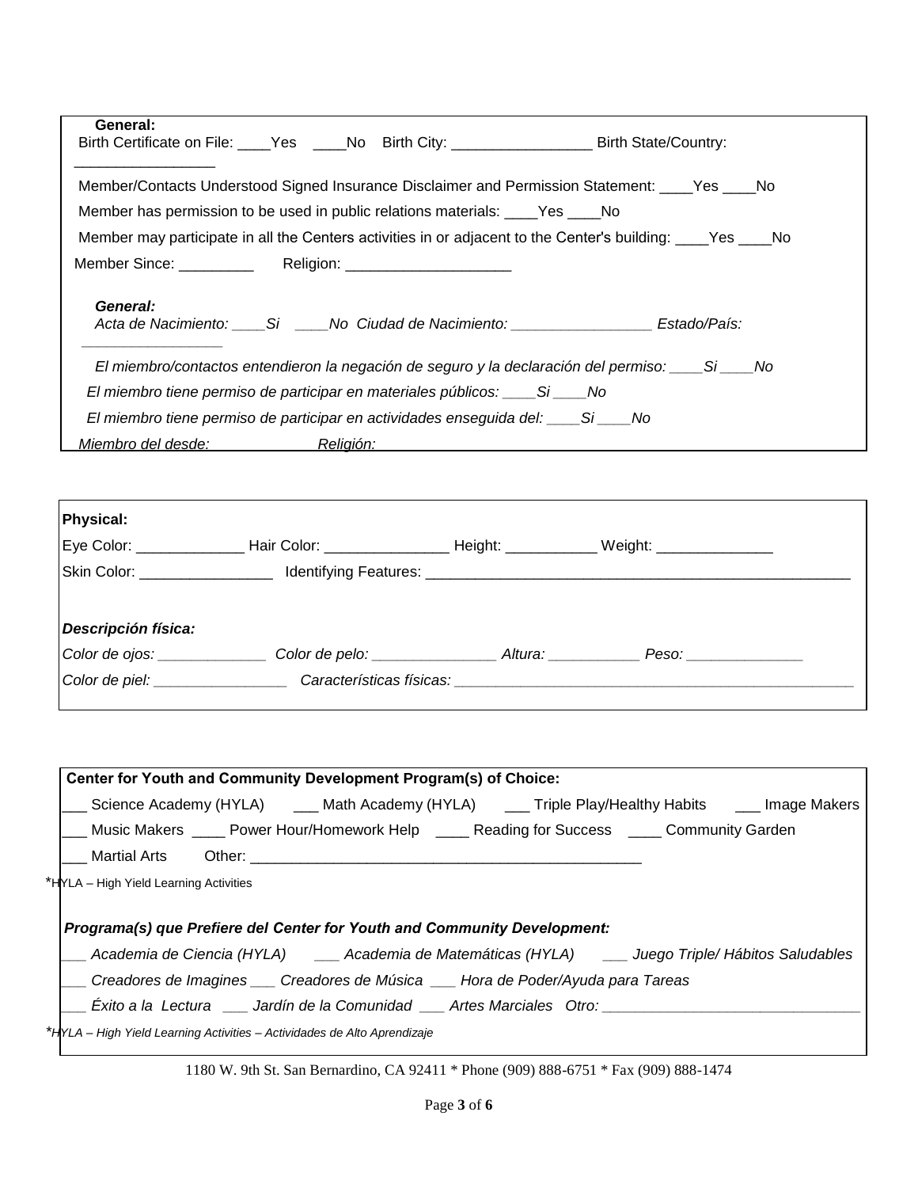**General:**

Birth Certificate on File: ____Yes ____No Birth City: _________________ Birth State/Country: _________________

Member/Contacts Understood Signed Insurance Disclaimer and Permission Statement: ____Yes ____No

Member has permission to be used in public relations materials: ____Yes ____No

Member may participate in all the Centers activities in or adjacent to the Center's building: ____Yes ____No

Member Since: _________ Religion: ____________________

***General:***

*Acta de Nacimiento: ____Si ____No Ciudad de Nacimiento: _________________ Estado/País: _________________*

*El miembro/contactos entendieron la negación de seguro y la declaración del permiso: ____Si ____No*

*El miembro tiene permiso de participar en materiales públicos: ____Si ____No*

*El miembro tiene permiso de participar en actividades enseguida del: ____Si ____No*

*Miembro del desde: _________ Religión: ____________________*

**Physical:**

Eye Color: _____________ Hair Color: _______________ Height: ___________ Weight: ______________

Skin Color: ________________ Identifying Features: ____________________________________________________

***Descripción física:***

*Color de ojos: _____________ Color de pelo: _______________ Altura: ___________ Peso: ______________*

*Color de piel: ________________ Características físicas: ___________________________________________________*

**Center for Youth and Community Development Program(s) of Choice:**

___ Science Academy (HYLA) ___ Math Academy (HYLA) ___ Triple Play/Healthy Habits ___ Image Makers

___ Music Makers ____ Power Hour/Homework Help ____ Reading for Success ____ Community Garden

___ Martial Arts Other: ________________________________________________

*HYLA – High Yield Learning Activities

***Programa(s) que Prefiere del Center for Youth and Community Development:***

*___ Academia de Ciencia (HYLA) ___ Academia de Matemáticas (HYLA) ___ Juego Triple/ Hábitos Saludables*

*___ Creadores de Imagines ___ Creadores de Música ___ Hora de Poder/Ayuda para Tareas*

*___ Éxito a la Lectura ___ Jardín de la Comunidad ___ Artes Marciales Otro: ________________________________*

**HYLA – High Yield Learning Activities – Actividades de Alto Aprendizaje*

1180 W. 9th St. San Bernardino, CA 92411 * Phone (909) 888-6751 * Fax (909) 888-1474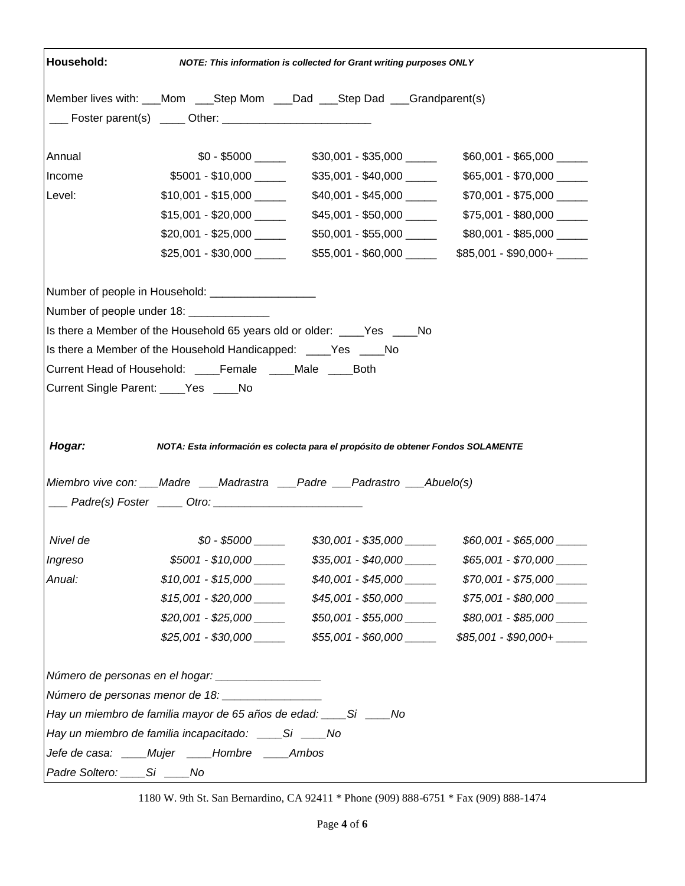**Household:** ***NOTE: This information is collected for Grant writing purposes ONLY***

Member lives with: ___Mom ___Step Mom ___Dad ___Step Dad ___Grandparent(s)
___ Foster parent(s) ____ Other: ________________________

| Annual Income Level: | | | |
|---|---|---|---|
| | $0 - $5000 _____ | $30,001 - $35,000 _____ | $60,001 - $65,000 _____ |
| | $5001 - $10,000 _____ | $35,001 - $40,000 _____ | $65,001 - $70,000 _____ |
| | $10,001 - $15,000 _____ | $40,001 - $45,000 _____ | $70,001 - $75,000 _____ |
| | $15,001 - $20,000 _____ | $45,001 - $50,000 _____ | $75,001 - $80,000 _____ |
| | $20,001 - $25,000 _____ | $50,001 - $55,000 _____ | $80,001 - $85,000 _____ |
| | $25,001 - $30,000 _____ | $55,001 - $60,000 _____ | $85,001 - $90,000+ _____ |

Number of people in Household: _________________
Number of people under 18: _____________
Is there a Member of the Household 65 years old or older: ____Yes ____No
Is there a Member of the Household Handicapped: ____Yes ____No
Current Head of Household: ____Female ____Male ____Both
Current Single Parent: ____Yes ____No

***Hogar:*** ***NOTA: Esta información es colecta para el propósito de obtener Fondos SOLAMENTE***

*Miembro vive con: ___Madre ___Madrastra ___Padre ___Padrastro ___Abuelo(s)*
*___ Padre(s) Foster ____ Otro: ________________________*

| *Nivel de Ingreso Anual:* | | | |
|---|---|---|---|
| | *$0 - $5000 _____* | *$30,001 - $35,000 _____* | *$60,001 - $65,000 _____* |
| | *$5001 - $10,000 _____* | *$35,001 - $40,000 _____* | *$65,001 - $70,000 _____* |
| | *$10,001 - $15,000 _____* | *$40,001 - $45,000 _____* | *$70,001 - $75,000 _____* |
| | *$15,001 - $20,000 _____* | *$45,001 - $50,000 _____* | *$75,001 - $80,000 _____* |
| | *$20,001 - $25,000 _____* | *$50,001 - $55,000 _____* | *$80,001 - $85,000 _____* |
| | *$25,001 - $30,000 _____* | *$55,001 - $60,000 _____* | *$85,001 - $90,000+ _____* |

*Número de personas en el hogar: _________________*
*Número de personas menor de 18: ________________*
*Hay un miembro de familia mayor de 65 años de edad: ____Si ____No*
*Hay un miembro de familia incapacitado: ____Si ____No*
*Jefe de casa: ____Mujer ____Hombre ____Ambos*
*Padre Soltero: ____Si ____No*

1180 W. 9th St. San Bernardino, CA 92411 * Phone (909) 888-6751 * Fax (909) 888-1474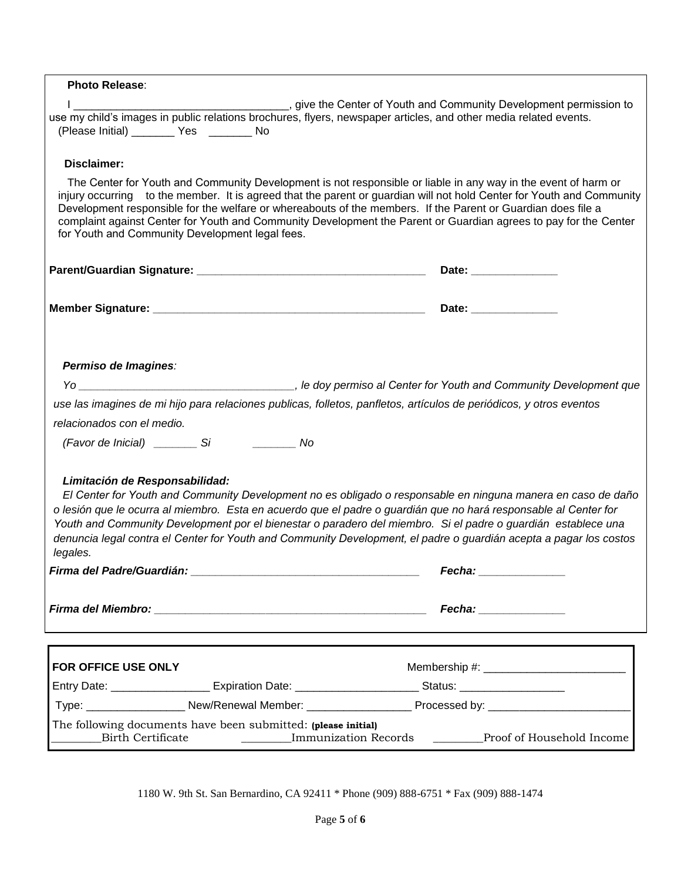**Photo Release**:

I ___________________________________, give the Center of Youth and Community Development permission to use my child's images in public relations brochures, flyers, newspaper articles, and other media related events.
(Please Initial) _______ Yes _______ No

**Disclaimer:**

The Center for Youth and Community Development is not responsible or liable in any way in the event of harm or injury occurring to the member. It is agreed that the parent or guardian will not hold Center for Youth and Community Development responsible for the welfare or whereabouts of the members. If the Parent or Guardian does file a complaint against Center for Youth and Community Development the Parent or Guardian agrees to pay for the Center for Youth and Community Development legal fees.

**Parent/Guardian Signature:** _____________________________________ **Date:** ______________

**Member Signature:** ____________________________________________ **Date:** ______________

***Permiso de Imagines:***

*Yo ___________________________________, le doy permiso al Center for Youth and Community Development que use las imagines de mi hijo para relaciones publicas, folletos, panfletos, artículos de periódicos, y otros eventos relacionados con el medio.*

*(Favor de Inicial) _______ Si _______ No*

***Limitación de Responsabilidad:***

*El Center for Youth and Community Development no es obligado o responsable en ninguna manera en caso de daño o lesión que le ocurra al miembro. Esta en acuerdo que el padre o guardián que no hará responsable al Center for Youth and Community Development por el bienestar o paradero del miembro. Si el padre o guardián establece una denuncia legal contra el Center for Youth and Community Development, el padre o guardián acepta a pagar los costos legales.*

***Firma del Padre/Guardián:*** _____________________________________ ***Fecha:*** ______________

***Firma del Miembro:*** ____________________________________________ ***Fecha:*** ______________

**FOR OFFICE USE ONLY** Membership #: _______________________

Entry Date: ________________ Expiration Date: ____________________ Status: _________________

Type: ________________ New/Renewal Member: _________________ Processed by: _______________________

The following documents have been submitted: **(please initial)**
________Birth Certificate ________Immunization Records ________Proof of Household Income

1180 W. 9th St. San Bernardino, CA 92411 * Phone (909) 888-6751 * Fax (909) 888-1474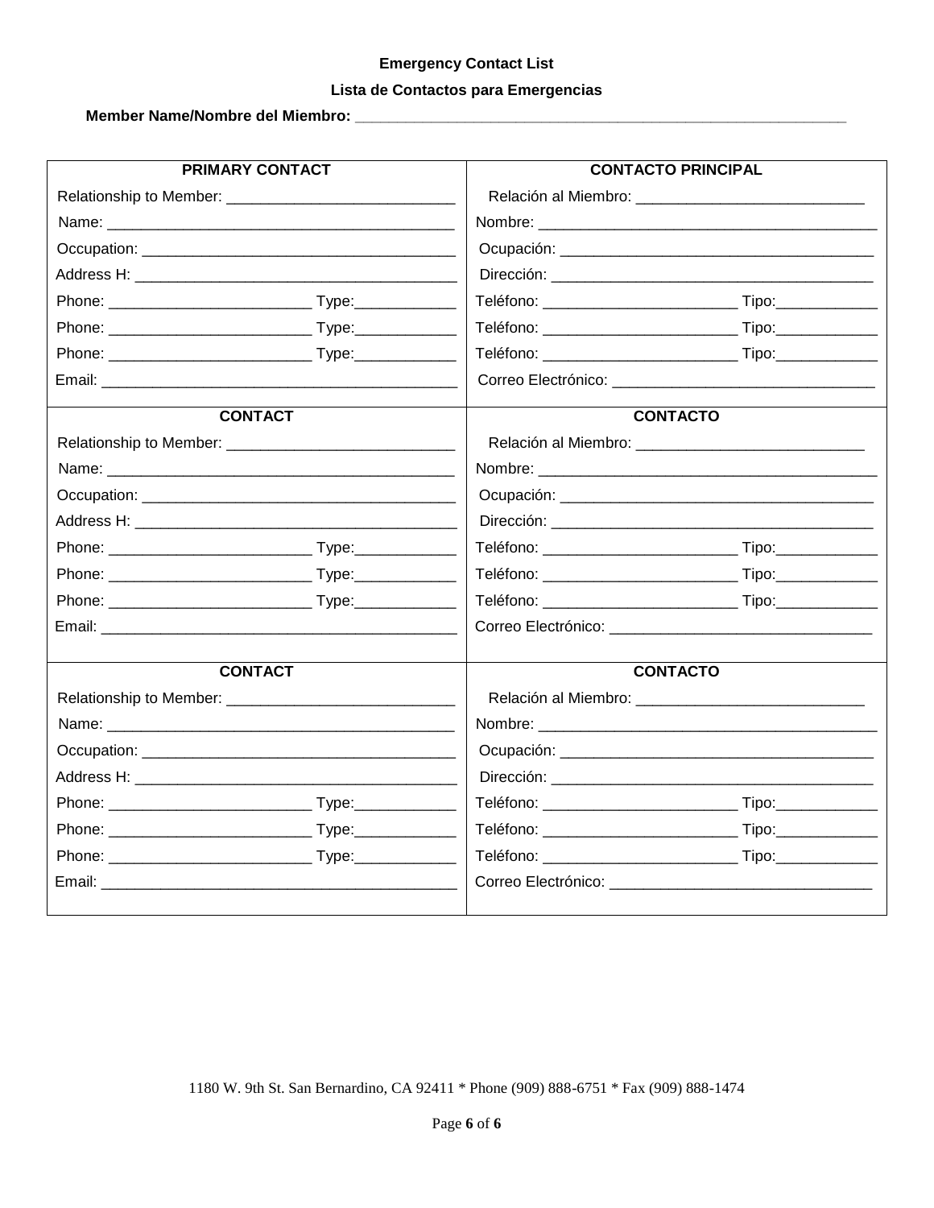**Emergency Contact List**

**Lista de Contactos para Emergencias**

**Member Name/Nombre del Miembro: \_\_\_\_\_\_\_\_\_\_\_\_\_\_\_\_\_\_\_\_\_\_\_\_\_\_\_\_\_\_\_\_\_\_\_\_\_\_\_\_\_\_\_\_\_\_\_\_\_\_\_\_\_\_\_\_\_\_\_\_\_\_\_\_\_\_\_\_**

| **PRIMARY CONTACT** | **CONTACTO PRINCIPAL** |
|---|---|
| Relationship to Member: \_\_\_\_\_\_\_\_\_\_\_\_\_\_\_\_\_\_\_\_\_\_\_\_\_\_\_ | Relación al Miembro: \_\_\_\_\_\_\_\_\_\_\_\_\_\_\_\_\_\_\_\_\_\_\_\_\_\_\_ |
| Name: \_\_\_\_\_\_\_\_\_\_\_\_\_\_\_\_\_\_\_\_\_\_\_\_\_\_\_\_\_\_\_\_\_\_\_\_\_\_\_\_\_ | Nombre: \_\_\_\_\_\_\_\_\_\_\_\_\_\_\_\_\_\_\_\_\_\_\_\_\_\_\_\_\_\_\_\_\_\_\_\_\_\_\_\_ |
| Occupation: \_\_\_\_\_\_\_\_\_\_\_\_\_\_\_\_\_\_\_\_\_\_\_\_\_\_\_\_\_\_\_\_\_\_\_\_\_ | Ocupación: \_\_\_\_\_\_\_\_\_\_\_\_\_\_\_\_\_\_\_\_\_\_\_\_\_\_\_\_\_\_\_\_\_\_\_\_\_ |
| Address H: \_\_\_\_\_\_\_\_\_\_\_\_\_\_\_\_\_\_\_\_\_\_\_\_\_\_\_\_\_\_\_\_\_\_\_\_\_\_ | Dirección: \_\_\_\_\_\_\_\_\_\_\_\_\_\_\_\_\_\_\_\_\_\_\_\_\_\_\_\_\_\_\_\_\_\_\_\_\_\_ |
| Phone: \_\_\_\_\_\_\_\_\_\_\_\_\_\_\_\_\_\_\_\_\_\_\_\_ Type:\_\_\_\_\_\_\_\_\_\_\_\_ | Teléfono: \_\_\_\_\_\_\_\_\_\_\_\_\_\_\_\_\_\_\_\_\_\_\_ Tipo:\_\_\_\_\_\_\_\_\_\_\_\_ |
| Phone: \_\_\_\_\_\_\_\_\_\_\_\_\_\_\_\_\_\_\_\_\_\_\_\_ Type:\_\_\_\_\_\_\_\_\_\_\_\_ | Teléfono: \_\_\_\_\_\_\_\_\_\_\_\_\_\_\_\_\_\_\_\_\_\_\_ Tipo:\_\_\_\_\_\_\_\_\_\_\_\_ |
| Phone: \_\_\_\_\_\_\_\_\_\_\_\_\_\_\_\_\_\_\_\_\_\_\_\_ Type:\_\_\_\_\_\_\_\_\_\_\_\_ | Teléfono: \_\_\_\_\_\_\_\_\_\_\_\_\_\_\_\_\_\_\_\_\_\_\_ Tipo:\_\_\_\_\_\_\_\_\_\_\_\_ |
| Email: \_\_\_\_\_\_\_\_\_\_\_\_\_\_\_\_\_\_\_\_\_\_\_\_\_\_\_\_\_\_\_\_\_\_\_\_\_\_\_\_\_\_ | Correo Electrónico: \_\_\_\_\_\_\_\_\_\_\_\_\_\_\_\_\_\_\_\_\_\_\_\_\_\_\_\_\_\_\_ |
| **CONTACT** | **CONTACTO** |
| Relationship to Member: \_\_\_\_\_\_\_\_\_\_\_\_\_\_\_\_\_\_\_\_\_\_\_\_\_\_\_ | Relación al Miembro: \_\_\_\_\_\_\_\_\_\_\_\_\_\_\_\_\_\_\_\_\_\_\_\_\_\_\_ |
| Name: \_\_\_\_\_\_\_\_\_\_\_\_\_\_\_\_\_\_\_\_\_\_\_\_\_\_\_\_\_\_\_\_\_\_\_\_\_\_\_\_\_ | Nombre: \_\_\_\_\_\_\_\_\_\_\_\_\_\_\_\_\_\_\_\_\_\_\_\_\_\_\_\_\_\_\_\_\_\_\_\_\_\_\_\_ |
| Occupation: \_\_\_\_\_\_\_\_\_\_\_\_\_\_\_\_\_\_\_\_\_\_\_\_\_\_\_\_\_\_\_\_\_\_\_\_\_ | Ocupación: \_\_\_\_\_\_\_\_\_\_\_\_\_\_\_\_\_\_\_\_\_\_\_\_\_\_\_\_\_\_\_\_\_\_\_\_\_ |
| Address H: \_\_\_\_\_\_\_\_\_\_\_\_\_\_\_\_\_\_\_\_\_\_\_\_\_\_\_\_\_\_\_\_\_\_\_\_\_\_ | Dirección: \_\_\_\_\_\_\_\_\_\_\_\_\_\_\_\_\_\_\_\_\_\_\_\_\_\_\_\_\_\_\_\_\_\_\_\_\_\_ |
| Phone: \_\_\_\_\_\_\_\_\_\_\_\_\_\_\_\_\_\_\_\_\_\_\_\_ Type:\_\_\_\_\_\_\_\_\_\_\_\_ | Teléfono: \_\_\_\_\_\_\_\_\_\_\_\_\_\_\_\_\_\_\_\_\_\_\_ Tipo:\_\_\_\_\_\_\_\_\_\_\_\_ |
| Phone: \_\_\_\_\_\_\_\_\_\_\_\_\_\_\_\_\_\_\_\_\_\_\_\_ Type:\_\_\_\_\_\_\_\_\_\_\_\_ | Teléfono: \_\_\_\_\_\_\_\_\_\_\_\_\_\_\_\_\_\_\_\_\_\_\_ Tipo:\_\_\_\_\_\_\_\_\_\_\_\_ |
| Phone: \_\_\_\_\_\_\_\_\_\_\_\_\_\_\_\_\_\_\_\_\_\_\_\_ Type:\_\_\_\_\_\_\_\_\_\_\_\_ | Teléfono: \_\_\_\_\_\_\_\_\_\_\_\_\_\_\_\_\_\_\_\_\_\_\_ Tipo:\_\_\_\_\_\_\_\_\_\_\_\_ |
| Email: \_\_\_\_\_\_\_\_\_\_\_\_\_\_\_\_\_\_\_\_\_\_\_\_\_\_\_\_\_\_\_\_\_\_\_\_\_\_\_\_\_\_ | Correo Electrónico: \_\_\_\_\_\_\_\_\_\_\_\_\_\_\_\_\_\_\_\_\_\_\_\_\_\_\_\_\_\_\_ |
| **CONTACT** | **CONTACTO** |
| Relationship to Member: \_\_\_\_\_\_\_\_\_\_\_\_\_\_\_\_\_\_\_\_\_\_\_\_\_\_\_ | Relación al Miembro: \_\_\_\_\_\_\_\_\_\_\_\_\_\_\_\_\_\_\_\_\_\_\_\_\_\_\_ |
| Name: \_\_\_\_\_\_\_\_\_\_\_\_\_\_\_\_\_\_\_\_\_\_\_\_\_\_\_\_\_\_\_\_\_\_\_\_\_\_\_\_\_ | Nombre: \_\_\_\_\_\_\_\_\_\_\_\_\_\_\_\_\_\_\_\_\_\_\_\_\_\_\_\_\_\_\_\_\_\_\_\_\_\_\_\_ |
| Occupation: \_\_\_\_\_\_\_\_\_\_\_\_\_\_\_\_\_\_\_\_\_\_\_\_\_\_\_\_\_\_\_\_\_\_\_\_\_ | Ocupación: \_\_\_\_\_\_\_\_\_\_\_\_\_\_\_\_\_\_\_\_\_\_\_\_\_\_\_\_\_\_\_\_\_\_\_\_\_ |
| Address H: \_\_\_\_\_\_\_\_\_\_\_\_\_\_\_\_\_\_\_\_\_\_\_\_\_\_\_\_\_\_\_\_\_\_\_\_\_\_ | Dirección: \_\_\_\_\_\_\_\_\_\_\_\_\_\_\_\_\_\_\_\_\_\_\_\_\_\_\_\_\_\_\_\_\_\_\_\_\_\_ |
| Phone: \_\_\_\_\_\_\_\_\_\_\_\_\_\_\_\_\_\_\_\_\_\_\_\_ Type:\_\_\_\_\_\_\_\_\_\_\_\_ | Teléfono: \_\_\_\_\_\_\_\_\_\_\_\_\_\_\_\_\_\_\_\_\_\_\_ Tipo:\_\_\_\_\_\_\_\_\_\_\_\_ |
| Phone: \_\_\_\_\_\_\_\_\_\_\_\_\_\_\_\_\_\_\_\_\_\_\_\_ Type:\_\_\_\_\_\_\_\_\_\_\_\_ | Teléfono: \_\_\_\_\_\_\_\_\_\_\_\_\_\_\_\_\_\_\_\_\_\_\_ Tipo:\_\_\_\_\_\_\_\_\_\_\_\_ |
| Phone: \_\_\_\_\_\_\_\_\_\_\_\_\_\_\_\_\_\_\_\_\_\_\_\_ Type:\_\_\_\_\_\_\_\_\_\_\_\_ | Teléfono: \_\_\_\_\_\_\_\_\_\_\_\_\_\_\_\_\_\_\_\_\_\_\_ Tipo:\_\_\_\_\_\_\_\_\_\_\_\_ |
| Email: \_\_\_\_\_\_\_\_\_\_\_\_\_\_\_\_\_\_\_\_\_\_\_\_\_\_\_\_\_\_\_\_\_\_\_\_\_\_\_\_\_\_ | Correo Electrónico: \_\_\_\_\_\_\_\_\_\_\_\_\_\_\_\_\_\_\_\_\_\_\_\_\_\_\_\_\_\_\_ |

1180 W. 9th St. San Bernardino, CA 92411 * Phone (909) 888-6751 * Fax (909) 888-1474